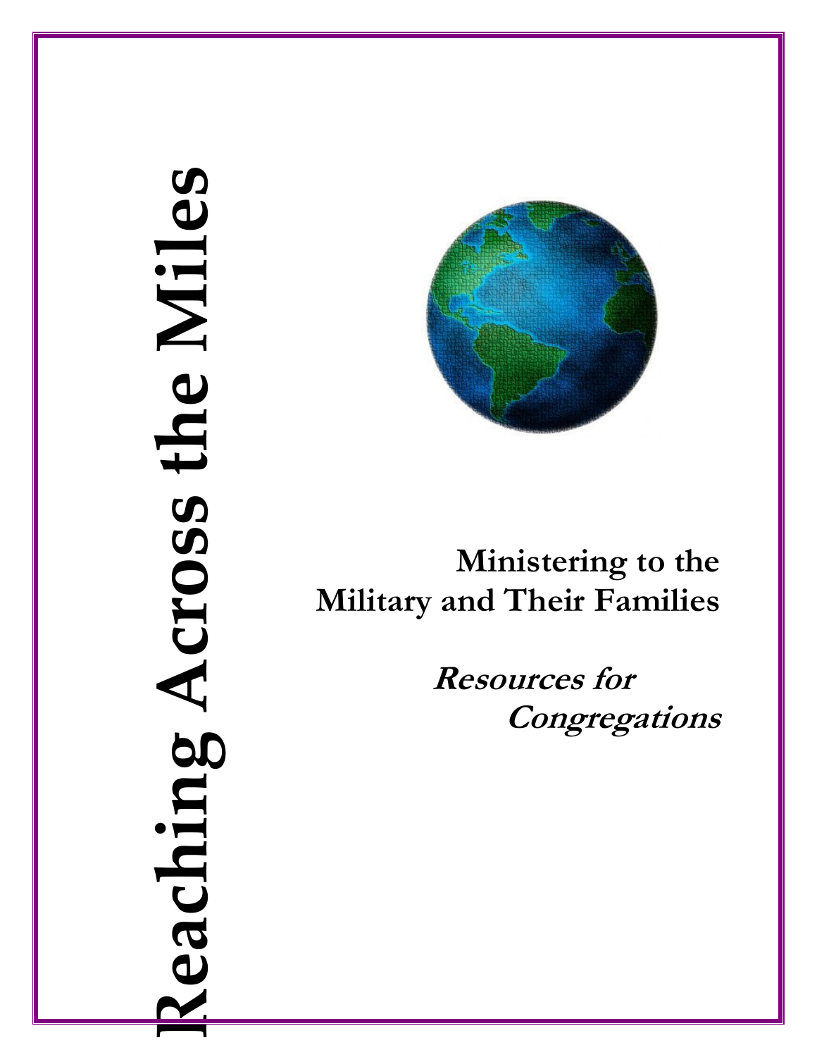# Reaching Across the Miles

## Ministering to the Military and Their Families

***Resources for Congregations***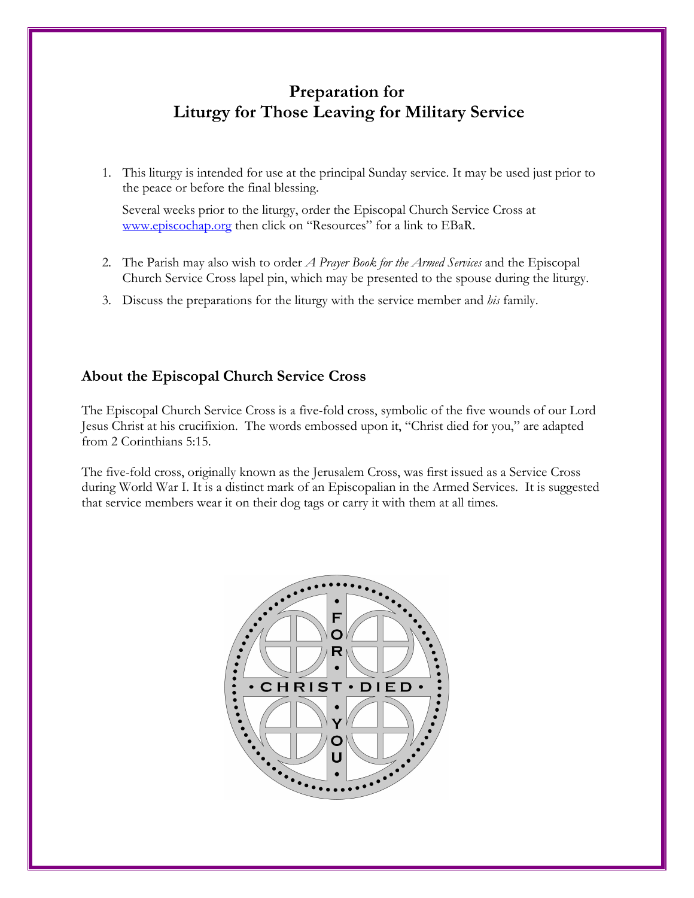# Preparation for Liturgy for Those Leaving for Military Service

1. This liturgy is intended for use at the principal Sunday service. It may be used just prior to the peace or before the final blessing.

   Several weeks prior to the liturgy, order the Episcopal Church Service Cross at [www.episcochap.org](http://www.episcochap.org) then click on "Resources" for a link to EBaR.

2. The Parish may also wish to order *A Prayer Book for the Armed Services* and the Episcopal Church Service Cross lapel pin, which may be presented to the spouse during the liturgy.
3. Discuss the preparations for the liturgy with the service member and *his* family.

## About the Episcopal Church Service Cross

The Episcopal Church Service Cross is a five-fold cross, symbolic of the five wounds of our Lord Jesus Christ at his crucifixion. The words embossed upon it, "Christ died for you," are adapted from 2 Corinthians 5:15.

The five-fold cross, originally known as the Jerusalem Cross, was first issued as a Service Cross during World War I. It is a distinct mark of an Episcopalian in the Armed Services. It is suggested that service members wear it on their dog tags or carry it with them at all times.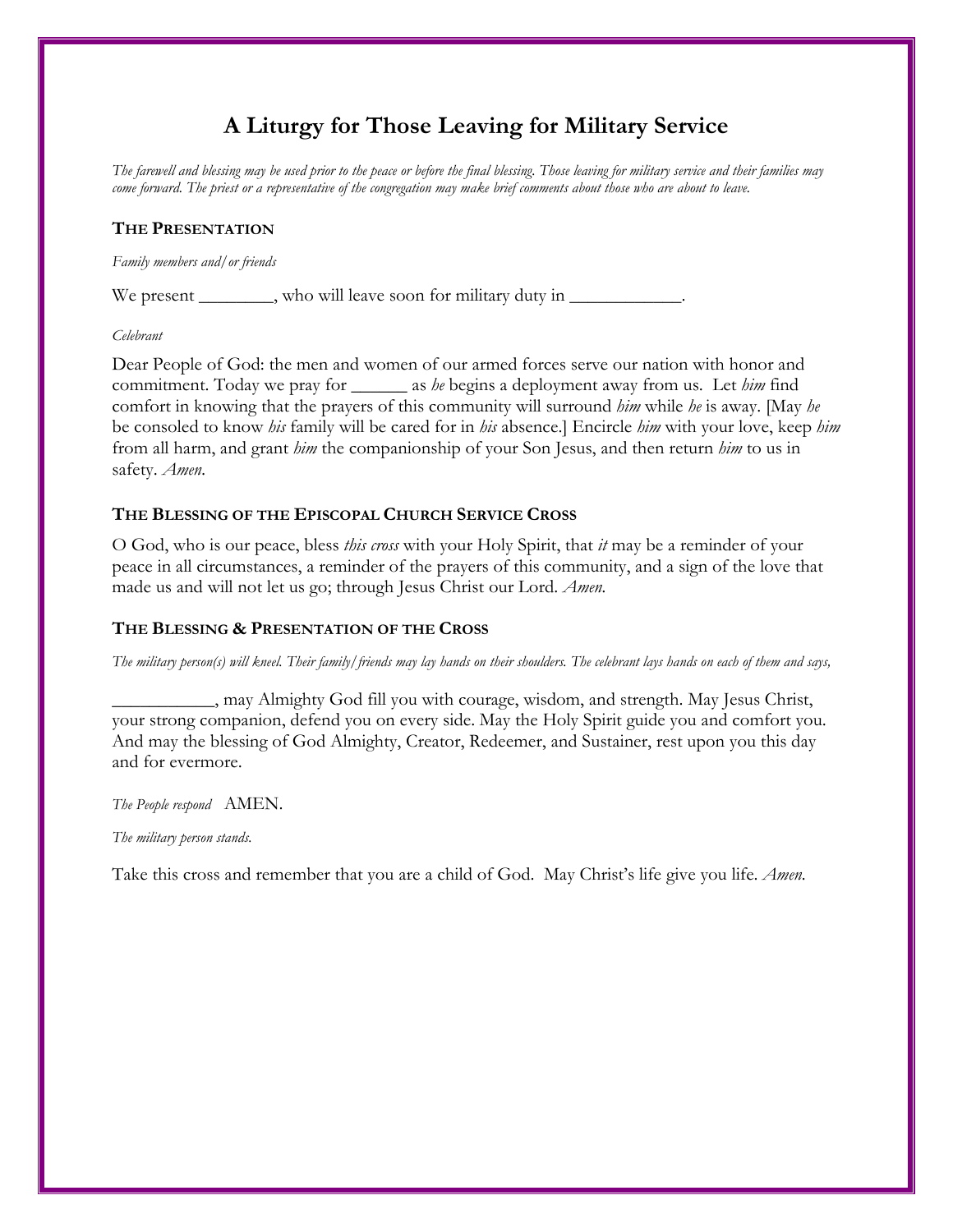# A Liturgy for Those Leaving for Military Service

*The farewell and blessing may be used prior to the peace or before the final blessing. Those leaving for military service and their families may come forward. The priest or a representative of the congregation may make brief comments about those who are about to leave.*

## The Presentation

*Family members and/or friends*

We present ________, who will leave soon for military duty in ____________.

*Celebrant*

Dear People of God: the men and women of our armed forces serve our nation with honor and commitment. Today we pray for ______ as *he* begins a deployment away from us. Let *him* find comfort in knowing that the prayers of this community will surround *him* while *he* is away. [May *he* be consoled to know *his* family will be cared for in *his* absence.] Encircle *him* with your love, keep *him* from all harm, and grant *him* the companionship of your Son Jesus, and then return *him* to us in safety. *Amen.*

## The Blessing of the Episcopal Church Service Cross

O God, who is our peace, bless *this cross* with your Holy Spirit, that *it* may be a reminder of your peace in all circumstances, a reminder of the prayers of this community, and a sign of the love that made us and will not let us go; through Jesus Christ our Lord. *Amen.*

## The Blessing & Presentation of the Cross

*The military person(s) will kneel. Their family/friends may lay hands on their shoulders. The celebrant lays hands on each of them and says,*

___________, may Almighty God fill you with courage, wisdom, and strength. May Jesus Christ, your strong companion, defend you on every side. May the Holy Spirit guide you and comfort you. And may the blessing of God Almighty, Creator, Redeemer, and Sustainer, rest upon you this day and for evermore.

*The People respond* AMEN.

*The military person stands.*

Take this cross and remember that you are a child of God. May Christ's life give you life. *Amen.*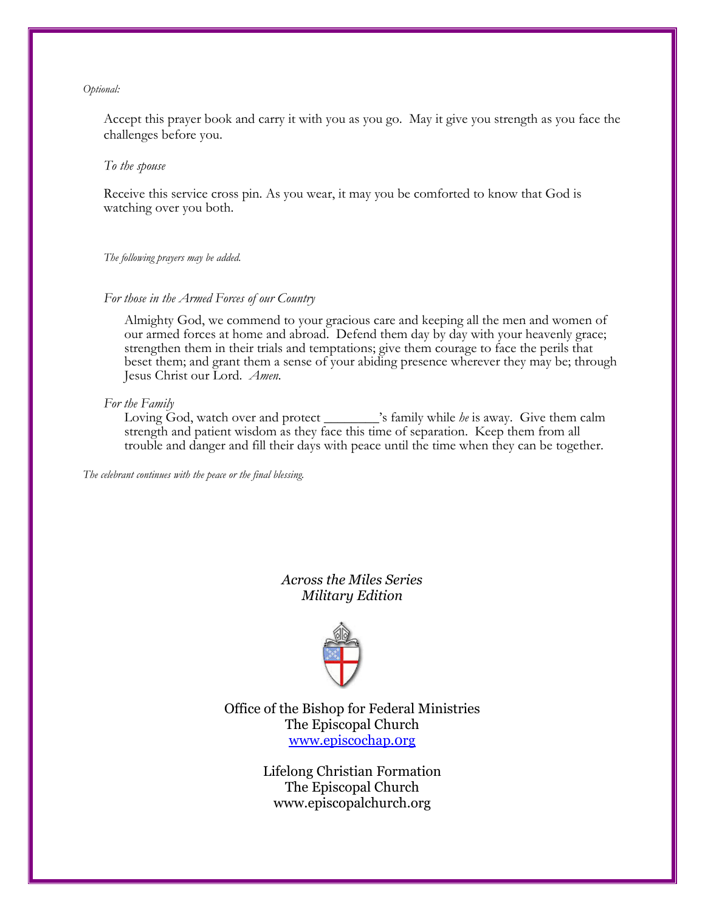*Optional:*

Accept this prayer book and carry it with you as you go. May it give you strength as you face the challenges before you.

*To the spouse*

Receive this service cross pin. As you wear, it may you be comforted to know that God is watching over you both.

*The following prayers may be added.*

*For those in the Armed Forces of our Country*

Almighty God, we commend to your gracious care and keeping all the men and women of our armed forces at home and abroad. Defend them day by day with your heavenly grace; strengthen them in their trials and temptations; give them courage to face the perils that beset them; and grant them a sense of your abiding presence wherever they may be; through Jesus Christ our Lord. *Amen.*

*For the Family*

Loving God, watch over and protect _______'s family while *he* is away. Give them calm strength and patient wisdom as they face this time of separation. Keep them from all trouble and danger and fill their days with peace until the time when they can be together.

*The celebrant continues with the peace or the final blessing.*

*Across the Miles Series*
*Military Edition*

Office of the Bishop for Federal Ministries
The Episcopal Church
[www.episcochap.org](http://www.episcochap.org)

Lifelong Christian Formation
The Episcopal Church
www.episcopalchurch.org